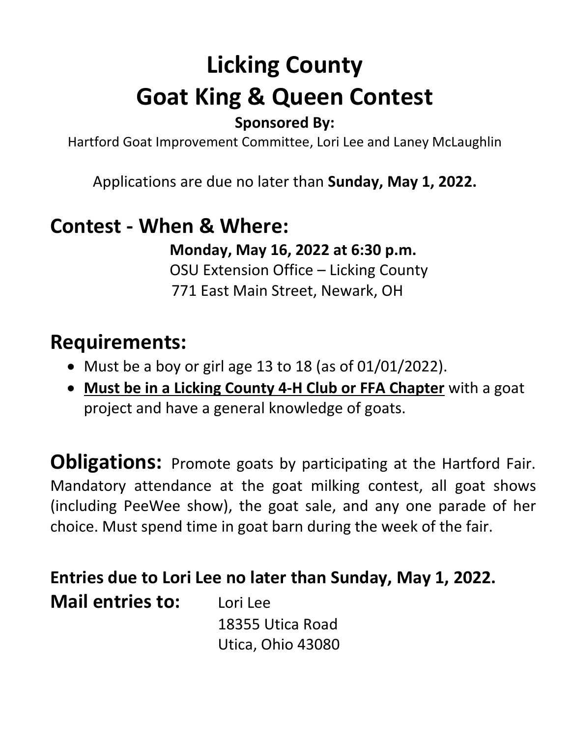# Licking County
# Goat King & Queen Contest

**Sponsored By:**

Hartford Goat Improvement Committee, Lori Lee and Laney McLaughlin

Applications are due no later than **Sunday, May 1, 2022.**

## Contest - When & Where:

**Monday, May 16, 2022 at 6:30 p.m.**
OSU Extension Office – Licking County
771 East Main Street, Newark, OH

## Requirements:

- Must be a boy or girl age 13 to 18 (as of 01/01/2022).
- **<u>Must be in a Licking County 4-H Club or FFA Chapter</u>** with a goat project and have a general knowledge of goats.

**Obligations:** Promote goats by participating at the Hartford Fair. Mandatory attendance at the goat milking contest, all goat shows (including PeeWee show), the goat sale, and any one parade of her choice. Must spend time in goat barn during the week of the fair.

**Entries due to Lori Lee no later than Sunday, May 1, 2022.**

**Mail entries to:** Lori Lee
18355 Utica Road
Utica, Ohio 43080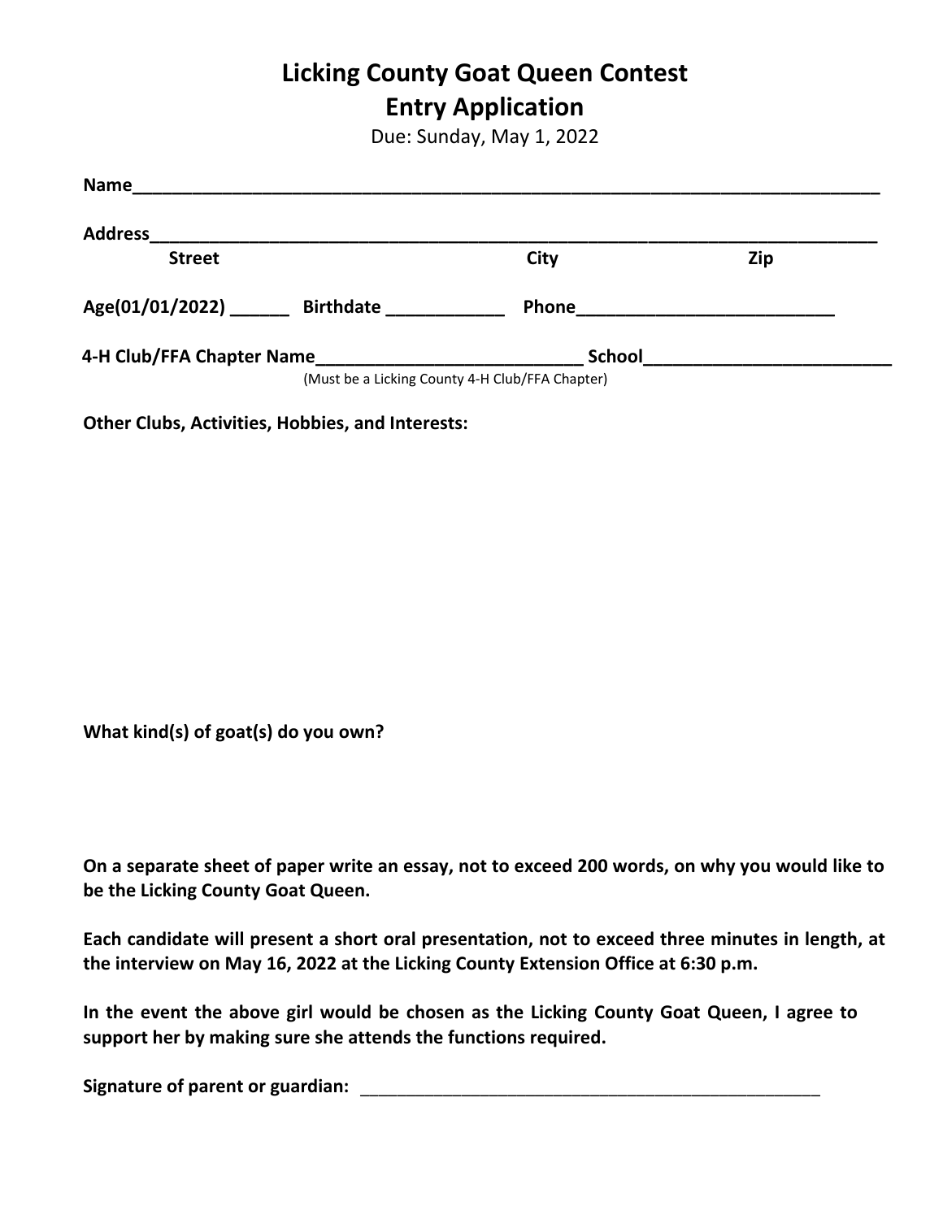# Licking County Goat Queen Contest

# Entry Application

Due: Sunday, May 1, 2022

**Name**_______________________________________________________________________________

**Address**____________________________________________________________________________

**Street** **City** **Zip**

**Age(01/01/2022)** ______ **Birthdate** ____________ **Phone**__________________________

**4-H Club/FFA Chapter Name**__________________________ **School**_________________________

(Must be a Licking County 4-H Club/FFA Chapter)

**Other Clubs, Activities, Hobbies, and Interests:**

**What kind(s) of goat(s) do you own?**

**On a separate sheet of paper write an essay, not to exceed 200 words, on why you would like to be the Licking County Goat Queen.**

**Each candidate will present a short oral presentation, not to exceed three minutes in length, at the interview on May 16, 2022 at the Licking County Extension Office at 6:30 p.m.**

**In the event the above girl would be chosen as the Licking County Goat Queen, I agree to support her by making sure she attends the functions required.**

**Signature of parent or guardian:** _________________________________________________